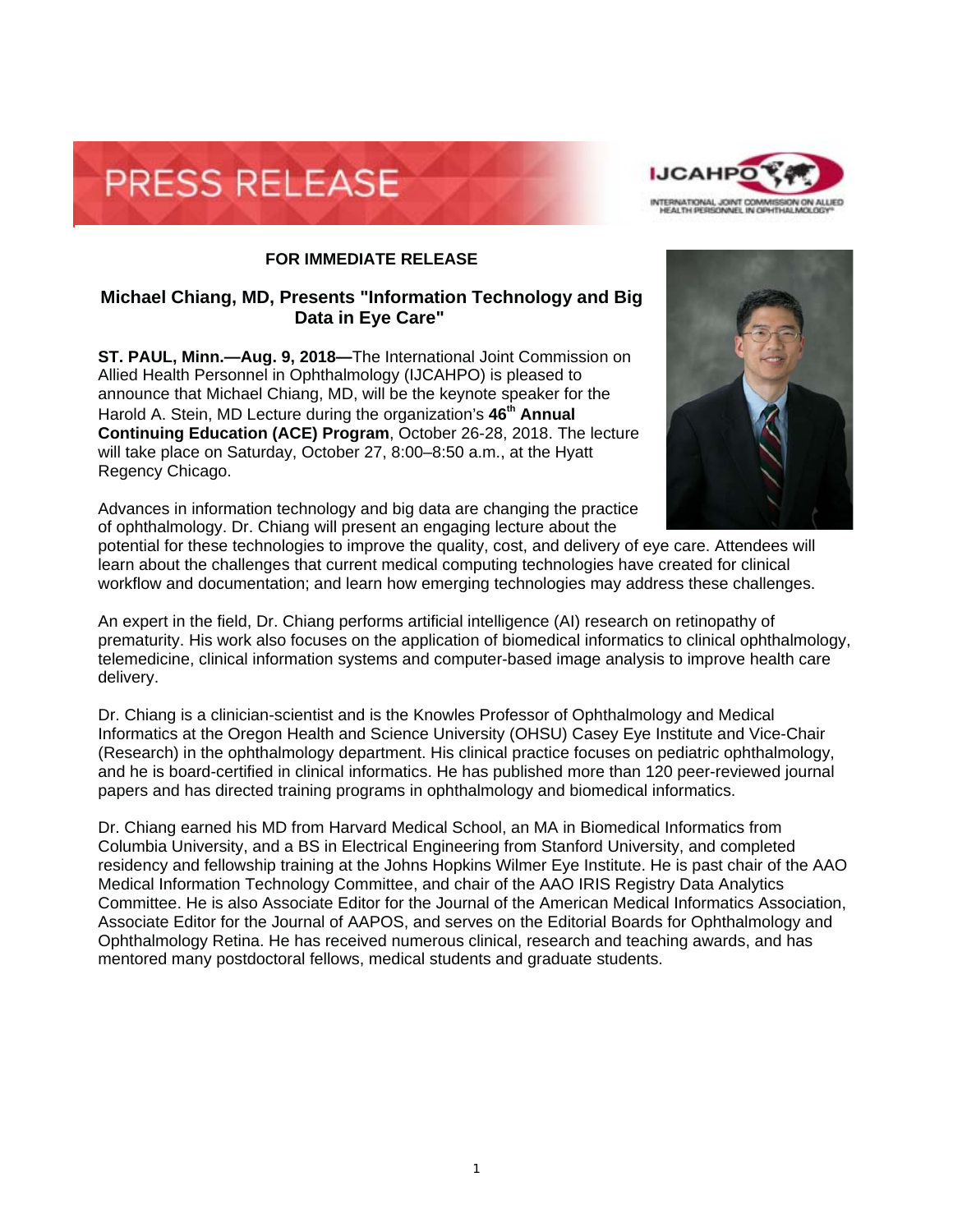# PRESS RELEASE

**FOR IMMEDIATE RELEASE**

## Michael Chiang, MD, Presents "Information Technology and Big Data in Eye Care"

**ST. PAUL, Minn.—Aug. 9, 2018—**The International Joint Commission on Allied Health Personnel in Ophthalmology (IJCAHPO) is pleased to announce that Michael Chiang, MD, will be the keynote speaker for the Harold A. Stein, MD Lecture during the organization's **46th Annual Continuing Education (ACE) Program**, October 26-28, 2018. The lecture will take place on Saturday, October 27, 8:00–8:50 a.m., at the Hyatt Regency Chicago.

Advances in information technology and big data are changing the practice of ophthalmology. Dr. Chiang will present an engaging lecture about the potential for these technologies to improve the quality, cost, and delivery of eye care. Attendees will learn about the challenges that current medical computing technologies have created for clinical workflow and documentation; and learn how emerging technologies may address these challenges.

An expert in the field, Dr. Chiang performs artificial intelligence (AI) research on retinopathy of prematurity. His work also focuses on the application of biomedical informatics to clinical ophthalmology, telemedicine, clinical information systems and computer-based image analysis to improve health care delivery.

Dr. Chiang is a clinician-scientist and is the Knowles Professor of Ophthalmology and Medical Informatics at the Oregon Health and Science University (OHSU) Casey Eye Institute and Vice-Chair (Research) in the ophthalmology department. His clinical practice focuses on pediatric ophthalmology, and he is board-certified in clinical informatics. He has published more than 120 peer-reviewed journal papers and has directed training programs in ophthalmology and biomedical informatics.

Dr. Chiang earned his MD from Harvard Medical School, an MA in Biomedical Informatics from Columbia University, and a BS in Electrical Engineering from Stanford University, and completed residency and fellowship training at the Johns Hopkins Wilmer Eye Institute. He is past chair of the AAO Medical Information Technology Committee, and chair of the AAO IRIS Registry Data Analytics Committee. He is also Associate Editor for the Journal of the American Medical Informatics Association, Associate Editor for the Journal of AAPOS, and serves on the Editorial Boards for Ophthalmology and Ophthalmology Retina. He has received numerous clinical, research and teaching awards, and has mentored many postdoctoral fellows, medical students and graduate students.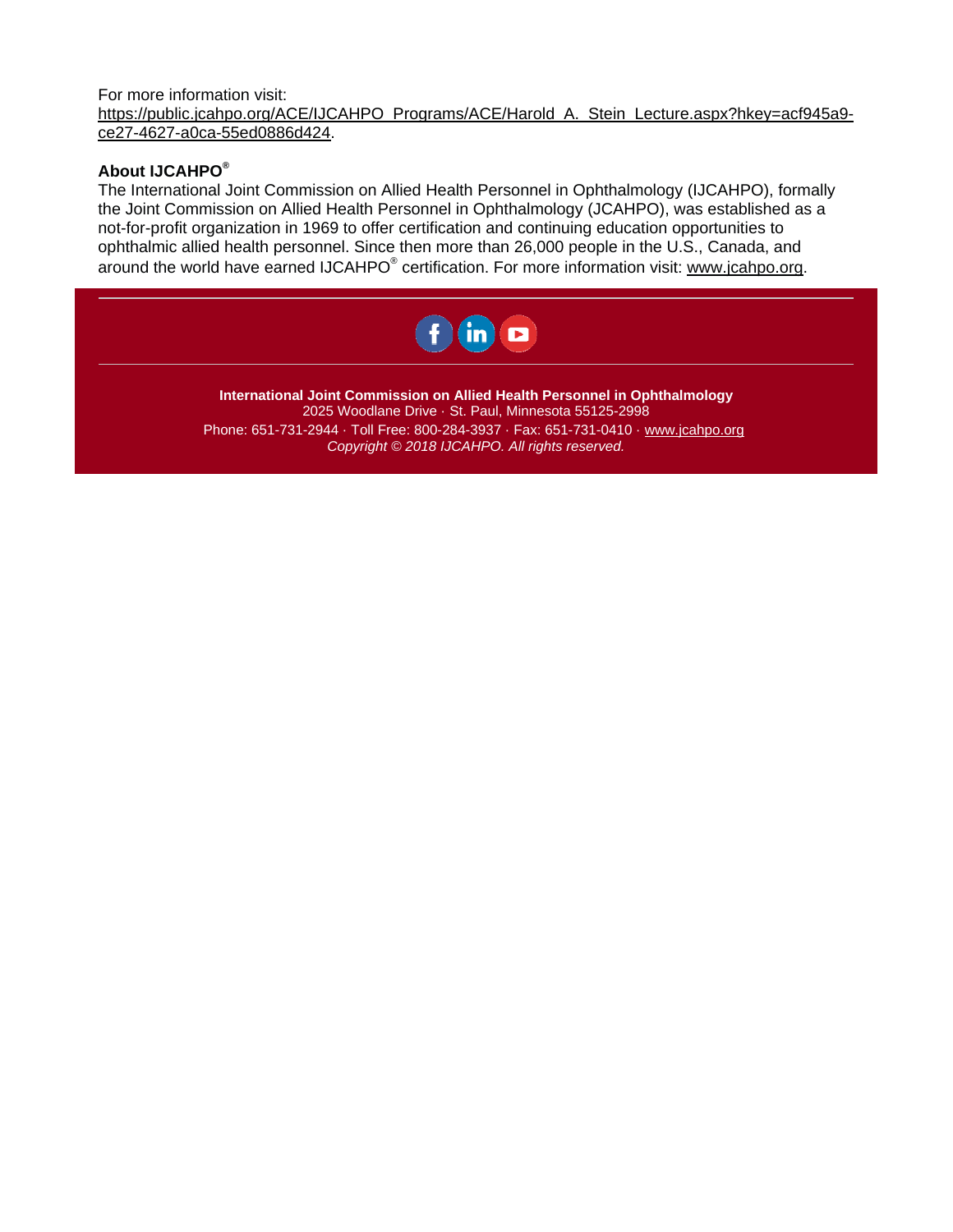For more information visit:
https://public.jcahpo.org/ACE/IJCAHPO_Programs/ACE/Harold_A._Stein_Lecture.aspx?hkey=acf945a9-ce27-4627-a0ca-55ed0886d424.

**About IJCAHPO®**

The International Joint Commission on Allied Health Personnel in Ophthalmology (IJCAHPO), formally the Joint Commission on Allied Health Personnel in Ophthalmology (JCAHPO), was established as a not-for-profit organization in 1969 to offer certification and continuing education opportunities to ophthalmic allied health personnel. Since then more than 26,000 people in the U.S., Canada, and around the world have earned IJCAHPO® certification. For more information visit: www.jcahpo.org.

**International Joint Commission on Allied Health Personnel in Ophthalmology**
2025 Woodlane Drive · St. Paul, Minnesota 55125-2998
Phone: 651-731-2944 · Toll Free: 800-284-3937 · Fax: 651-731-0410 · www.jcahpo.org
*Copyright © 2018 IJCAHPO. All rights reserved.*